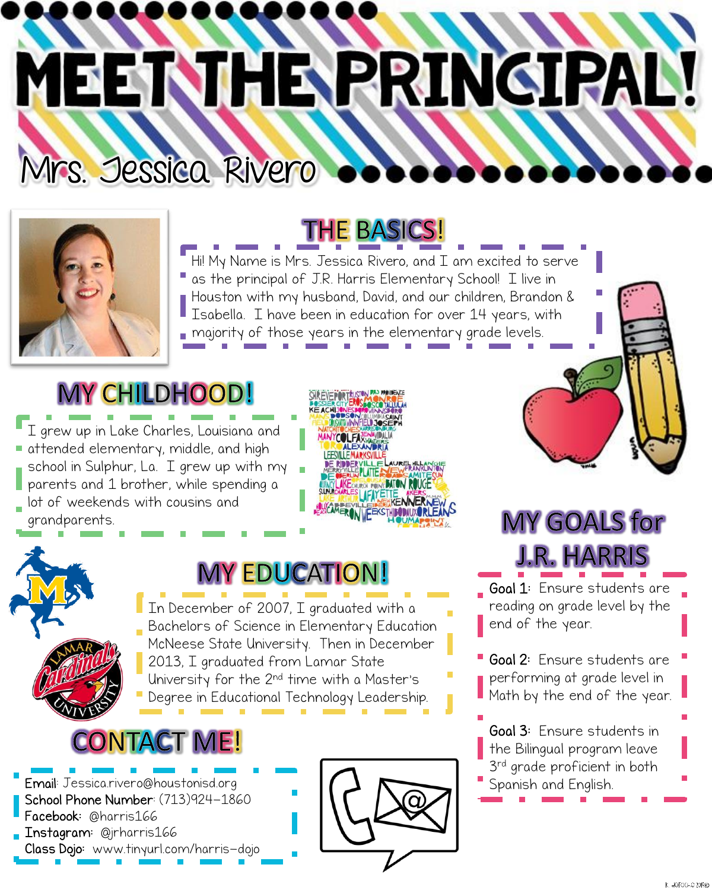# MEET THE PRINCIPAL!

## Mrs. Jessica Rivero

## THE BASICS!

Hi! My Name is Mrs. Jessica Rivero, and I am excited to serve as the principal of J.R. Harris Elementary School! I live in Houston with my husband, David, and our children, Brandon & Isabella. I have been in education for over 14 years, with majority of those years in the elementary grade levels.

## MY CHILDHOOD!

I grew up in Lake Charles, Louisiana and attended elementary, middle, and high school in Sulphur, La. I grew up with my parents and 1 brother, while spending a lot of weekends with cousins and grandparents.

## MY EDUCATION!

In December of 2007, I graduated with a Bachelors of Science in Elementary Education McNeese State University. Then in December 2013, I graduated from Lamar State University for the 2nd time with a Master's Degree in Educational Technology Leadership.

## MY GOALS for J.R. HARRIS

**Goal 1**: Ensure students are reading on grade level by the end of the year.

**Goal 2**: Ensure students are performing at grade level in Math by the end of the year.

**Goal 3**: Ensure students in the Bilingual program leave 3rd grade proficient in both Spanish and English.

## CONTACT ME!

**Email**: Jessica.rivero@houstonisd.org
**School Phone Number**: (713)924-1860
**Facebook**: @harris166
**Instagram**: @jrharris166
**Class Dojo**: www.tinyurl.com/harris-dojo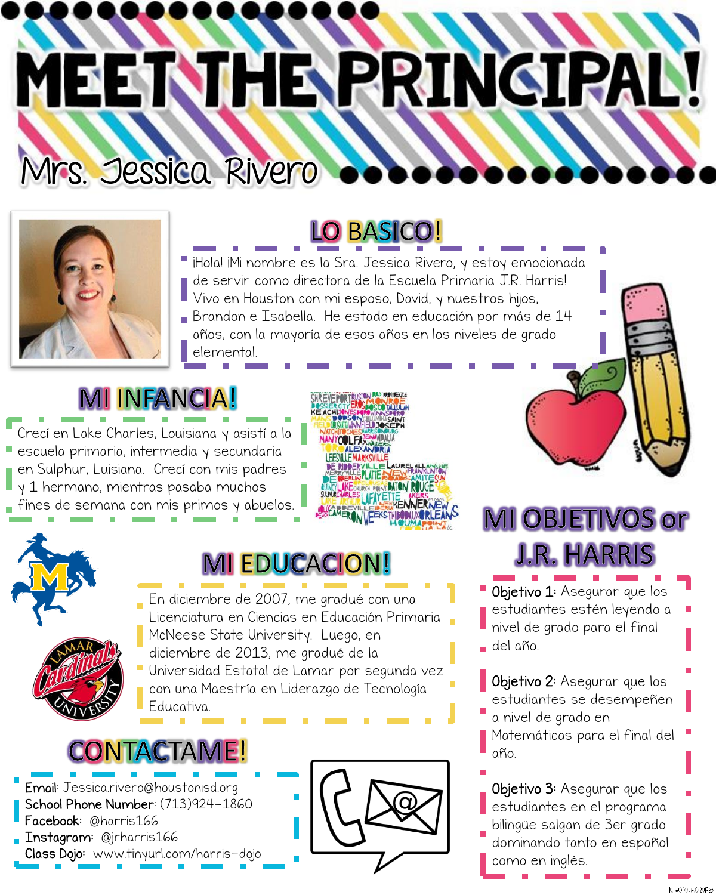# MEET THE PRINCIPAL!

## Mrs. Jessica Rivero

## LO BASICO!

¡Hola! ¡Mi nombre es la Sra. Jessica Rivero, y estoy emocionada de servir como directora de la Escuela Primaria J.R. Harris! Vivo en Houston con mi esposo, David, y nuestros hijos, Brandon e Isabella. He estado en educación por más de 14 años, con la mayoría de esos años en los niveles de grado elemental.

## MI INFANCIA!

Crecí en Lake Charles, Louisiana y asistí a la escuela primaria, intermedia y secundaria en Sulphur, Luisiana. Crecí con mis padres y 1 hermano, mientras pasaba muchos fines de semana con mis primos y abuelos.

## MI EDUCACION!

En diciembre de 2007, me gradué con una Licenciatura en Ciencias en Educación Primaria McNeese State University. Luego, en diciembre de 2013, me gradué de la Universidad Estatal de Lamar por segunda vez con una Maestría en Liderazgo de Tecnología Educativa.

## MI OBJETIVOS or J.R. HARRIS

**Objetivo 1**: Asegurar que los estudiantes estén leyendo a nivel de grado para el final del año.

**Objetivo 2**: Asegurar que los estudiantes se desempeñen a nivel de grado en Matemáticas para el final del año.

**Objetivo 3**: Asegurar que los estudiantes en el programa bilingüe salgan de 3er grado dominando tanto en español como en inglés.

## CONTACTAME!

**Email**: Jessica.rivero@houstonisd.org
**School Phone Number**: (713)924-1860
**Facebook**: @harris166
**Instagram**: @jrharris166
**Class Dojo**: www.tinyurl.com/harris-dojo